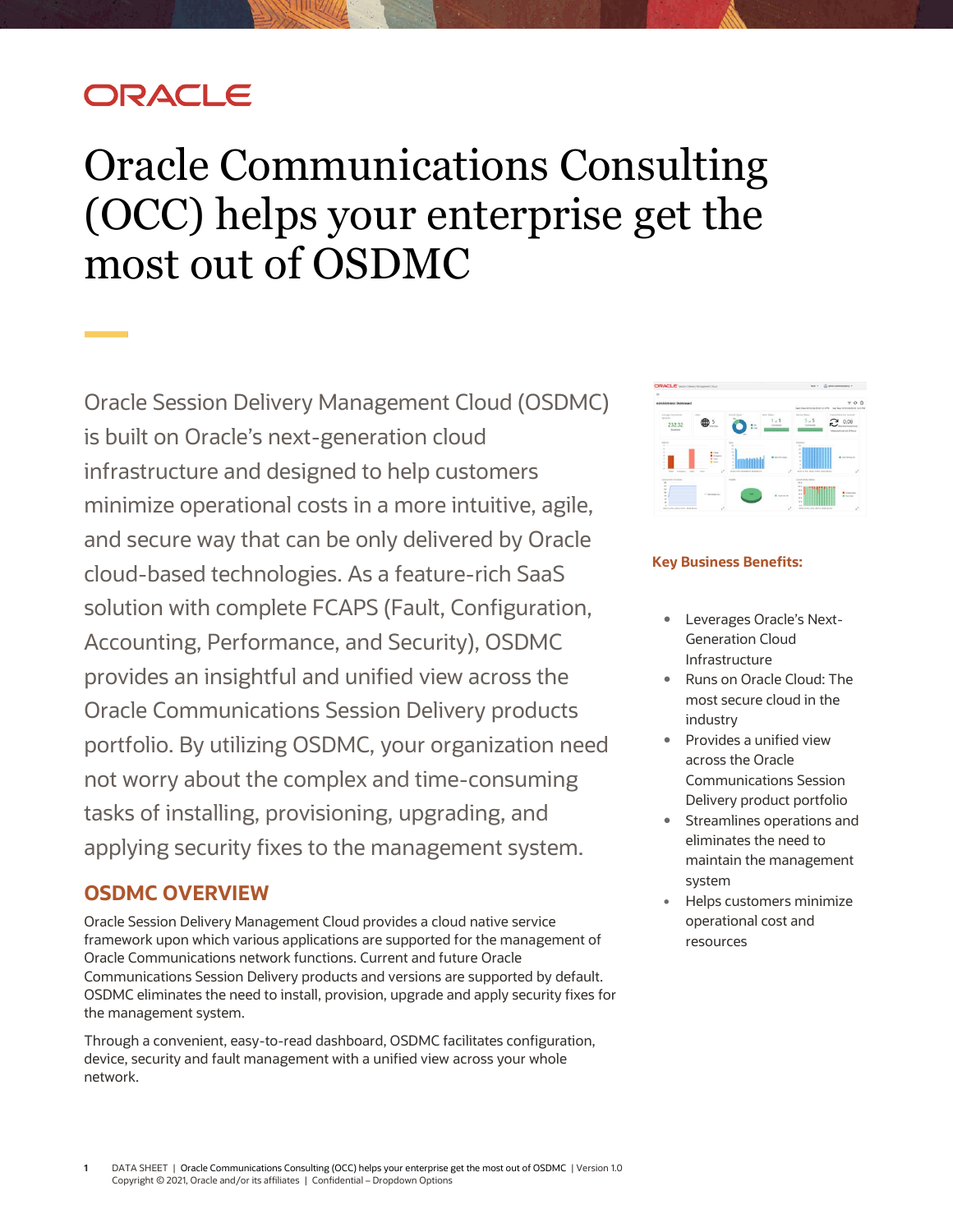# Oracle Communications Consulting (OCC) helps your enterprise get the most out of OSDMC

Oracle Session Delivery Management Cloud (OSDMC) is built on Oracle's next-generation cloud infrastructure and designed to help customers minimize operational costs in a more intuitive, agile, and secure way that can be only delivered by Oracle cloud-based technologies. As a feature-rich SaaS solution with complete FCAPS (Fault, Configuration, Accounting, Performance, and Security), OSDMC provides an insightful and unified view across the Oracle Communications Session Delivery products portfolio. By utilizing OSDMC, your organization need not worry about the complex and time-consuming tasks of installing, provisioning, upgrading, and applying security fixes to the management system.

## OSDMC OVERVIEW

Oracle Session Delivery Management Cloud provides a cloud native service framework upon which various applications are supported for the management of Oracle Communications network functions. Current and future Oracle Communications Session Delivery products and versions are supported by default. OSDMC eliminates the need to install, provision, upgrade and apply security fixes for the management system.

Through a convenient, easy-to-read dashboard, OSDMC facilitates configuration, device, security and fault management with a unified view across your whole network.

**Key Business Benefits:**

- Leverages Oracle's Next-Generation Cloud Infrastructure
- Runs on Oracle Cloud: The most secure cloud in the industry
- Provides a unified view across the Oracle Communications Session Delivery product portfolio
- Streamlines operations and eliminates the need to maintain the management system
- Helps customers minimize operational cost and resources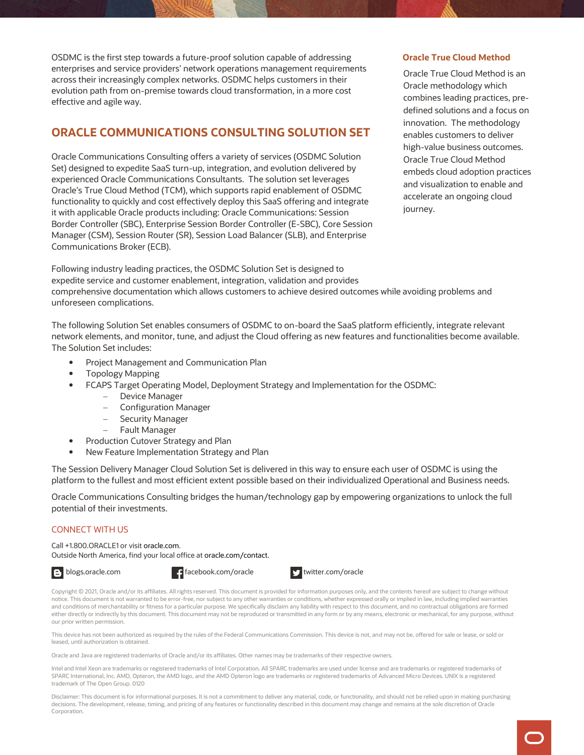OSDMC is the first step towards a future-proof solution capable of addressing enterprises and service providers' network operations management requirements across their increasingly complex networks. OSDMC helps customers in their evolution path from on-premise towards cloud transformation, in a more cost effective and agile way.

## ORACLE COMMUNICATIONS CONSULTING SOLUTION SET

Oracle Communications Consulting offers a variety of services (OSDMC Solution Set) designed to expedite SaaS turn-up, integration, and evolution delivered by experienced Oracle Communications Consultants. The solution set leverages Oracle's True Cloud Method (TCM), which supports rapid enablement of OSDMC functionality to quickly and cost effectively deploy this SaaS offering and integrate it with applicable Oracle products including: Oracle Communications: Session Border Controller (SBC), Enterprise Session Border Controller (E-SBC), Core Session Manager (CSM), Session Router (SR), Session Load Balancer (SLB), and Enterprise Communications Broker (ECB).

### Oracle True Cloud Method

Oracle True Cloud Method is an Oracle methodology which combines leading practices, pre-defined solutions and a focus on innovation. The methodology enables customers to deliver high-value business outcomes. Oracle True Cloud Method embeds cloud adoption practices and visualization to enable and accelerate an ongoing cloud journey.

Following industry leading practices, the OSDMC Solution Set is designed to expedite service and customer enablement, integration, validation and provides comprehensive documentation which allows customers to achieve desired outcomes while avoiding problems and unforeseen complications.

The following Solution Set enables consumers of OSDMC to on-board the SaaS platform efficiently, integrate relevant network elements, and monitor, tune, and adjust the Cloud offering as new features and functionalities become available. The Solution Set includes:

- Project Management and Communication Plan
- Topology Mapping
- FCAPS Target Operating Model, Deployment Strategy and Implementation for the OSDMC:
  - Device Manager
  - Configuration Manager
  - Security Manager
  - Fault Manager
- Production Cutover Strategy and Plan
- New Feature Implementation Strategy and Plan

The Session Delivery Manager Cloud Solution Set is delivered in this way to ensure each user of OSDMC is using the platform to the fullest and most efficient extent possible based on their individualized Operational and Business needs.

Oracle Communications Consulting bridges the human/technology gap by empowering organizations to unlock the full potential of their investments.

### CONNECT WITH US

Call +1.800.ORACLE1 or visit oracle.com.
Outside North America, find your local office at oracle.com/contact.

blogs.oracle.com    facebook.com/oracle    twitter.com/oracle

Copyright © 2021, Oracle and/or its affiliates. All rights reserved. This document is provided for information purposes only, and the contents hereof are subject to change without notice. This document is not warranted to be error-free, nor subject to any other warranties or conditions, whether expressed orally or implied in law, including implied warranties and conditions of merchantability or fitness for a particular purpose. We specifically disclaim any liability with respect to this document, and no contractual obligations are formed either directly or indirectly by this document. This document may not be reproduced or transmitted in any form or by any means, electronic or mechanical, for any purpose, without our prior written permission.

This device has not been authorized as required by the rules of the Federal Communications Commission. This device is not, and may not be, offered for sale or lease, or sold or leased, until authorization is obtained.

Oracle and Java are registered trademarks of Oracle and/or its affiliates. Other names may be trademarks of their respective owners.

Intel and Intel Xeon are trademarks or registered trademarks of Intel Corporation. All SPARC trademarks are used under license and are trademarks or registered trademarks of SPARC International, Inc. AMD, Opteron, the AMD logo, and the AMD Opteron logo are trademarks or registered trademarks of Advanced Micro Devices. UNIX is a registered trademark of The Open Group. 0120

Disclaimer: This document is for informational purposes. It is not a commitment to deliver any material, code, or functionality, and should not be relied upon in making purchasing decisions. The development, release, timing, and pricing of any features or functionality described in this document may change and remains at the sole discretion of Oracle Corporation.